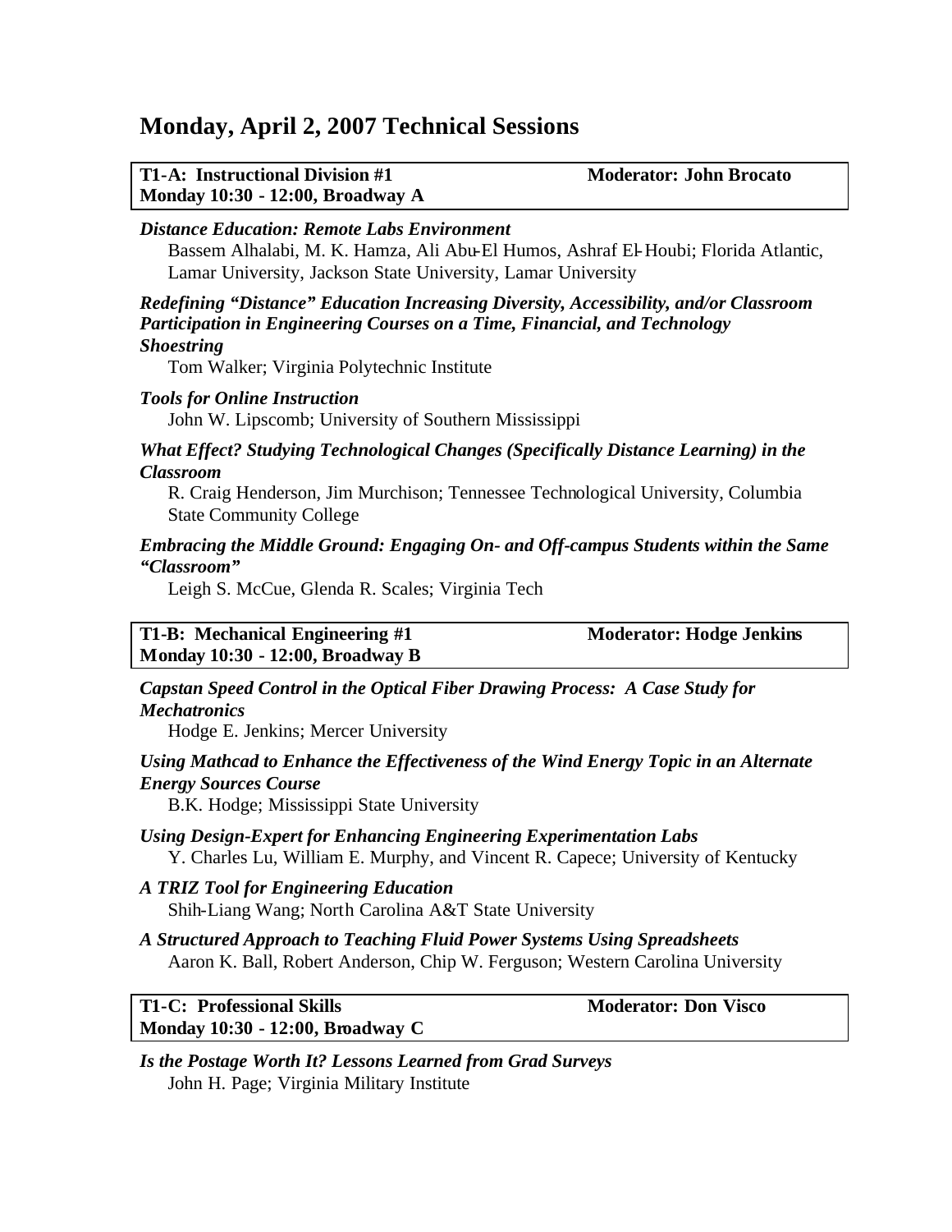# Monday, April 2, 2007 Technical Sessions

**T1-A: Instructional Division #1** **Moderator: John Brocato**
**Monday 10:30 - 12:00, Broadway A**

***Distance Education: Remote Labs Environment***
Bassem Alhalabi, M. K. Hamza, Ali Abu-El Humos, Ashraf El-Houbi; Florida Atlantic, Lamar University, Jackson State University, Lamar University

***Redefining "Distance" Education Increasing Diversity, Accessibility, and/or Classroom Participation in Engineering Courses on a Time, Financial, and Technology Shoestring***
Tom Walker; Virginia Polytechnic Institute

***Tools for Online Instruction***
John W. Lipscomb; University of Southern Mississippi

***What Effect? Studying Technological Changes (Specifically Distance Learning) in the Classroom***
R. Craig Henderson, Jim Murchison; Tennessee Technological University, Columbia State Community College

***Embracing the Middle Ground: Engaging On- and Off-campus Students within the Same "Classroom"***
Leigh S. McCue, Glenda R. Scales; Virginia Tech

**T1-B: Mechanical Engineering #1** **Moderator: Hodge Jenkins**
**Monday 10:30 - 12:00, Broadway B**

***Capstan Speed Control in the Optical Fiber Drawing Process: A Case Study for Mechatronics***
Hodge E. Jenkins; Mercer University

***Using Mathcad to Enhance the Effectiveness of the Wind Energy Topic in an Alternate Energy Sources Course***
B.K. Hodge; Mississippi State University

***Using Design-Expert for Enhancing Engineering Experimentation Labs***
Y. Charles Lu, William E. Murphy, and Vincent R. Capece; University of Kentucky

***A TRIZ Tool for Engineering Education***
Shih-Liang Wang; North Carolina A&T State University

***A Structured Approach to Teaching Fluid Power Systems Using Spreadsheets***
Aaron K. Ball, Robert Anderson, Chip W. Ferguson; Western Carolina University

**T1-C: Professional Skills** **Moderator: Don Visco**
**Monday 10:30 - 12:00, Broadway C**

***Is the Postage Worth It? Lessons Learned from Grad Surveys***
John H. Page; Virginia Military Institute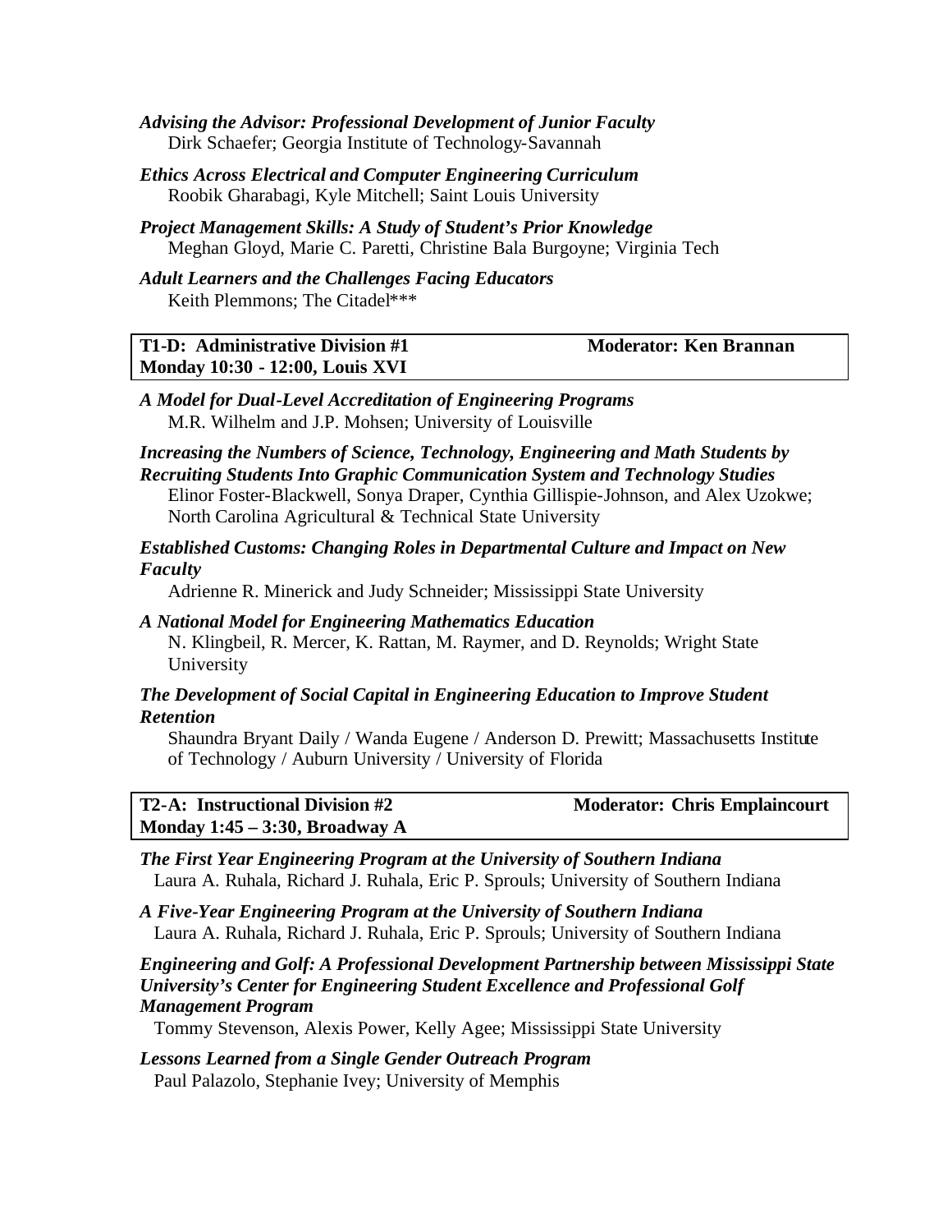***Advising the Advisor: Professional Development of Junior Faculty***
Dirk Schaefer; Georgia Institute of Technology-Savannah

***Ethics Across Electrical and Computer Engineering Curriculum***
Roobik Gharabagi, Kyle Mitchell; Saint Louis University

***Project Management Skills: A Study of Student's Prior Knowledge***
Meghan Gloyd, Marie C. Paretti, Christine Bala Burgoyne; Virginia Tech

***Adult Learners and the Challenges Facing Educators***
Keith Plemmons; The Citadel***

| **T1-D: Administrative Division #1**<br>**Monday 10:30 - 12:00, Louis XVI** | **Moderator: Ken Brannan** |
|---|---|

***A Model for Dual-Level Accreditation of Engineering Programs***
M.R. Wilhelm and J.P. Mohsen; University of Louisville

***Increasing the Numbers of Science, Technology, Engineering and Math Students by Recruiting Students Into Graphic Communication System and Technology Studies***
Elinor Foster-Blackwell, Sonya Draper, Cynthia Gillispie-Johnson, and Alex Uzokwe; North Carolina Agricultural & Technical State University

***Established Customs: Changing Roles in Departmental Culture and Impact on New Faculty***
Adrienne R. Minerick and Judy Schneider; Mississippi State University

***A National Model for Engineering Mathematics Education***
N. Klingbeil, R. Mercer, K. Rattan, M. Raymer, and D. Reynolds; Wright State University

***The Development of Social Capital in Engineering Education to Improve Student Retention***
Shaundra Bryant Daily / Wanda Eugene / Anderson D. Prewitt; Massachusetts Institute of Technology / Auburn University / University of Florida

| **T2-A: Instructional Division #2**<br>**Monday 1:45 – 3:30, Broadway A** | **Moderator: Chris Emplaincourt** |
|---|---|

***The First Year Engineering Program at the University of Southern Indiana***
Laura A. Ruhala, Richard J. Ruhala, Eric P. Sprouls; University of Southern Indiana

***A Five-Year Engineering Program at the University of Southern Indiana***
Laura A. Ruhala, Richard J. Ruhala, Eric P. Sprouls; University of Southern Indiana

***Engineering and Golf: A Professional Development Partnership between Mississippi State University's Center for Engineering Student Excellence and Professional Golf Management Program***
Tommy Stevenson, Alexis Power, Kelly Agee; Mississippi State University

***Lessons Learned from a Single Gender Outreach Program***
Paul Palazolo, Stephanie Ivey; University of Memphis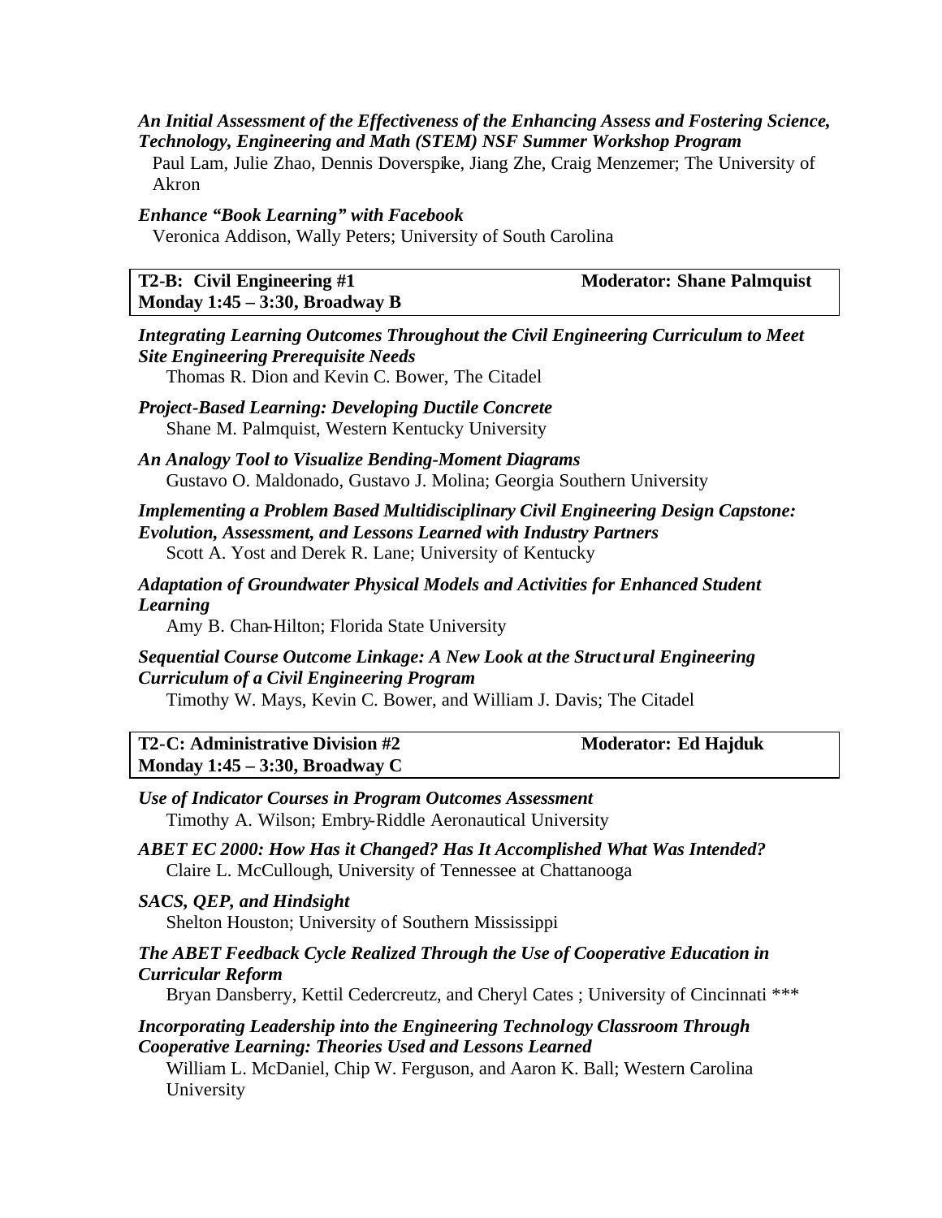***An Initial Assessment of the Effectiveness of the Enhancing Assess and Fostering Science, Technology, Engineering and Math (STEM) NSF Summer Workshop Program***
Paul Lam, Julie Zhao, Dennis Doverspike, Jiang Zhe, Craig Menzemer; The University of Akron

***Enhance "Book Learning" with Facebook***
Veronica Addison, Wally Peters; University of South Carolina

| **T2-B: Civil Engineering #1** | **Moderator: Shane Palmquist** |
|---|---|
| **Monday 1:45 – 3:30, Broadway B** | |

***Integrating Learning Outcomes Throughout the Civil Engineering Curriculum to Meet Site Engineering Prerequisite Needs***
Thomas R. Dion and Kevin C. Bower, The Citadel

***Project-Based Learning: Developing Ductile Concrete***
Shane M. Palmquist, Western Kentucky University

***An Analogy Tool to Visualize Bending-Moment Diagrams***
Gustavo O. Maldonado, Gustavo J. Molina; Georgia Southern University

***Implementing a Problem Based Multidisciplinary Civil Engineering Design Capstone: Evolution, Assessment, and Lessons Learned with Industry Partners***
Scott A. Yost and Derek R. Lane; University of Kentucky

***Adaptation of Groundwater Physical Models and Activities for Enhanced Student Learning***
Amy B. Chan-Hilton; Florida State University

***Sequential Course Outcome Linkage: A New Look at the Structural Engineering Curriculum of a Civil Engineering Program***
Timothy W. Mays, Kevin C. Bower, and William J. Davis; The Citadel

| **T2-C: Administrative Division #2** | **Moderator: Ed Hajduk** |
|---|---|
| **Monday 1:45 – 3:30, Broadway C** | |

***Use of Indicator Courses in Program Outcomes Assessment***
Timothy A. Wilson; Embry-Riddle Aeronautical University

***ABET EC 2000: How Has it Changed? Has It Accomplished What Was Intended?***
Claire L. McCullough, University of Tennessee at Chattanooga

***SACS, QEP, and Hindsight***
Shelton Houston; University of Southern Mississippi

***The ABET Feedback Cycle Realized Through the Use of Cooperative Education in Curricular Reform***
Bryan Dansberry, Kettil Cedercreutz, and Cheryl Cates ; University of Cincinnati ***

***Incorporating Leadership into the Engineering Technology Classroom Through Cooperative Learning: Theories Used and Lessons Learned***
William L. McDaniel, Chip W. Ferguson, and Aaron K. Ball; Western Carolina University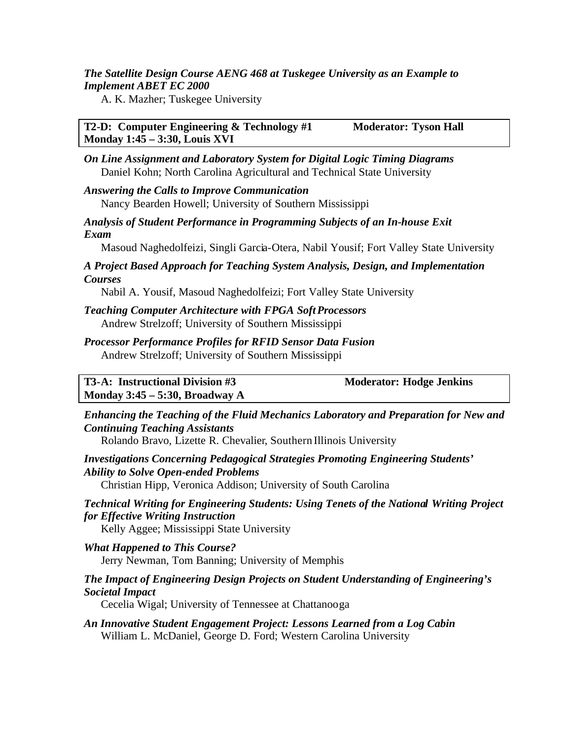***The Satellite Design Course AENG 468 at Tuskegee University as an Example to Implement ABET EC 2000***
A. K. Mazher; Tuskegee University

| **T2-D: Computer Engineering & Technology #1** | **Moderator: Tyson Hall** |
|---|---|
| **Monday 1:45 – 3:30, Louis XVI** | |

***On Line Assignment and Laboratory System for Digital Logic Timing Diagrams***
Daniel Kohn; North Carolina Agricultural and Technical State University

***Answering the Calls to Improve Communication***
Nancy Bearden Howell; University of Southern Mississippi

***Analysis of Student Performance in Programming Subjects of an In-house Exit Exam***
Masoud Naghedolfeizi, Singli Garcia-Otera, Nabil Yousif; Fort Valley State University

***A Project Based Approach for Teaching System Analysis, Design, and Implementation Courses***
Nabil A. Yousif, Masoud Naghedolfeizi; Fort Valley State University

***Teaching Computer Architecture with FPGA Soft Processors***
Andrew Strelzoff; University of Southern Mississippi

***Processor Performance Profiles for RFID Sensor Data Fusion***
Andrew Strelzoff; University of Southern Mississippi

| **T3-A: Instructional Division #3** | **Moderator: Hodge Jenkins** |
|---|---|
| **Monday 3:45 – 5:30, Broadway A** | |

***Enhancing the Teaching of the Fluid Mechanics Laboratory and Preparation for New and Continuing Teaching Assistants***
Rolando Bravo, Lizette R. Chevalier, Southern Illinois University

***Investigations Concerning Pedagogical Strategies Promoting Engineering Students' Ability to Solve Open-ended Problems***
Christian Hipp, Veronica Addison; University of South Carolina

***Technical Writing for Engineering Students: Using Tenets of the National Writing Project for Effective Writing Instruction***
Kelly Aggee; Mississippi State University

***What Happened to This Course?***
Jerry Newman, Tom Banning; University of Memphis

***The Impact of Engineering Design Projects on Student Understanding of Engineering's Societal Impact***
Cecelia Wigal; University of Tennessee at Chattanooga

***An Innovative Student Engagement Project: Lessons Learned from a Log Cabin***
William L. McDaniel, George D. Ford; Western Carolina University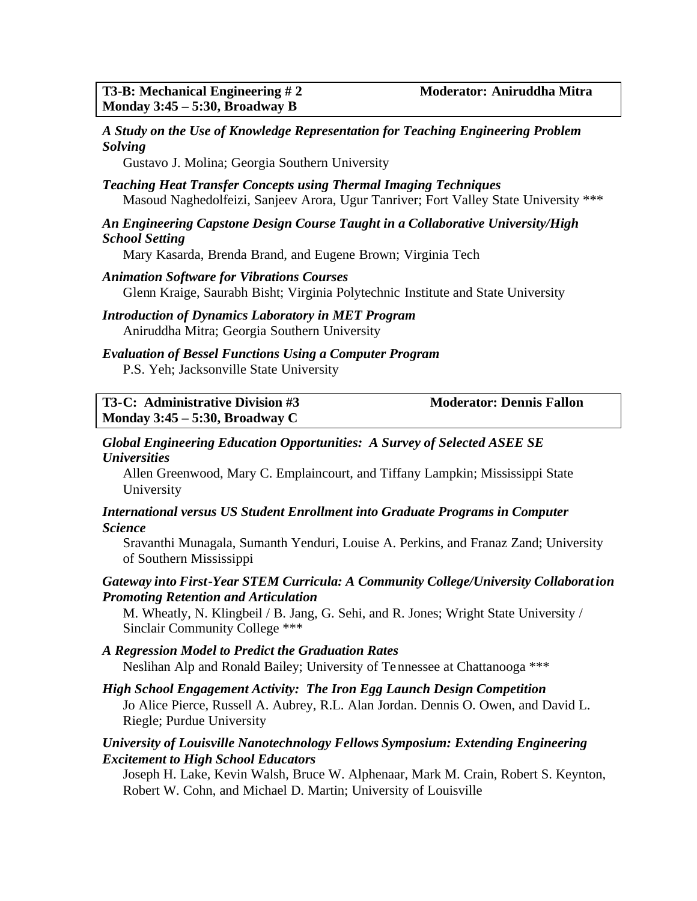**T3-B: Mechanical Engineering # 2** **Moderator: Aniruddha Mitra**
**Monday 3:45 – 5:30, Broadway B**

***A Study on the Use of Knowledge Representation for Teaching Engineering Problem Solving***
Gustavo J. Molina; Georgia Southern University

***Teaching Heat Transfer Concepts using Thermal Imaging Techniques***
Masoud Naghedolfeizi, Sanjeev Arora, Ugur Tanriver; Fort Valley State University ***

***An Engineering Capstone Design Course Taught in a Collaborative University/High School Setting***
Mary Kasarda, Brenda Brand, and Eugene Brown; Virginia Tech

***Animation Software for Vibrations Courses***
Glenn Kraige, Saurabh Bisht; Virginia Polytechnic Institute and State University

***Introduction of Dynamics Laboratory in MET Program***
Aniruddha Mitra; Georgia Southern University

***Evaluation of Bessel Functions Using a Computer Program***
P.S. Yeh; Jacksonville State University

**T3-C: Administrative Division #3** **Moderator: Dennis Fallon**
**Monday 3:45 – 5:30, Broadway C**

***Global Engineering Education Opportunities: A Survey of Selected ASEE SE Universities***
Allen Greenwood, Mary C. Emplaincourt, and Tiffany Lampkin; Mississippi State University

***International versus US Student Enrollment into Graduate Programs in Computer Science***
Sravanthi Munagala, Sumanth Yenduri, Louise A. Perkins, and Franaz Zand; University of Southern Mississippi

***Gateway into First-Year STEM Curricula: A Community College/University Collaboration Promoting Retention and Articulation***
M. Wheatly, N. Klingbeil / B. Jang, G. Sehi, and R. Jones; Wright State University / Sinclair Community College ***

***A Regression Model to Predict the Graduation Rates***
Neslihan Alp and Ronald Bailey; University of Tennessee at Chattanooga ***

***High School Engagement Activity: The Iron Egg Launch Design Competition***
Jo Alice Pierce, Russell A. Aubrey, R.L. Alan Jordan. Dennis O. Owen, and David L. Riegle; Purdue University

***University of Louisville Nanotechnology Fellows Symposium: Extending Engineering Excitement to High School Educators***
Joseph H. Lake, Kevin Walsh, Bruce W. Alphenaar, Mark M. Crain, Robert S. Keynton, Robert W. Cohn, and Michael D. Martin; University of Louisville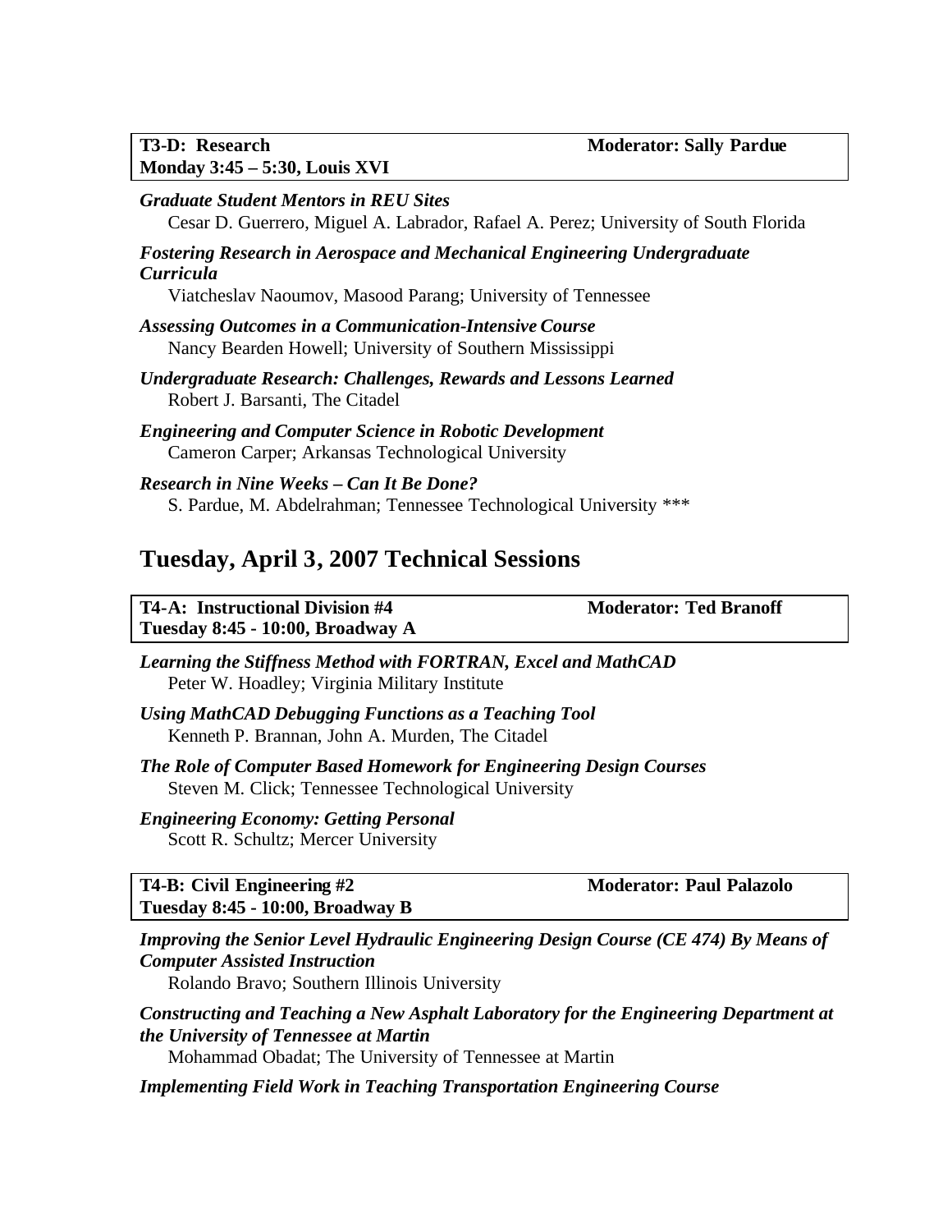**T3-D: Research** **Moderator: Sally Pardue**
**Monday 3:45 – 5:30, Louis XVI**

***Graduate Student Mentors in REU Sites***
Cesar D. Guerrero, Miguel A. Labrador, Rafael A. Perez; University of South Florida

***Fostering Research in Aerospace and Mechanical Engineering Undergraduate Curricula***
Viatcheslav Naoumov, Masood Parang; University of Tennessee

***Assessing Outcomes in a Communication-Intensive Course***
Nancy Bearden Howell; University of Southern Mississippi

***Undergraduate Research: Challenges, Rewards and Lessons Learned***
Robert J. Barsanti, The Citadel

***Engineering and Computer Science in Robotic Development***
Cameron Carper; Arkansas Technological University

***Research in Nine Weeks – Can It Be Done?***
S. Pardue, M. Abdelrahman; Tennessee Technological University ***

## Tuesday, April 3, 2007 Technical Sessions

**T4-A: Instructional Division #4** **Moderator: Ted Branoff**
**Tuesday 8:45 - 10:00, Broadway A**

***Learning the Stiffness Method with FORTRAN, Excel and MathCAD***
Peter W. Hoadley; Virginia Military Institute

***Using MathCAD Debugging Functions as a Teaching Tool***
Kenneth P. Brannan, John A. Murden, The Citadel

***The Role of Computer Based Homework for Engineering Design Courses***
Steven M. Click; Tennessee Technological University

***Engineering Economy: Getting Personal***
Scott R. Schultz; Mercer University

**T4-B: Civil Engineering #2** **Moderator: Paul Palazolo**
**Tuesday 8:45 - 10:00, Broadway B**

***Improving the Senior Level Hydraulic Engineering Design Course (CE 474) By Means of Computer Assisted Instruction***
Rolando Bravo; Southern Illinois University

***Constructing and Teaching a New Asphalt Laboratory for the Engineering Department at the University of Tennessee at Martin***
Mohammad Obadat; The University of Tennessee at Martin

***Implementing Field Work in Teaching Transportation Engineering Course***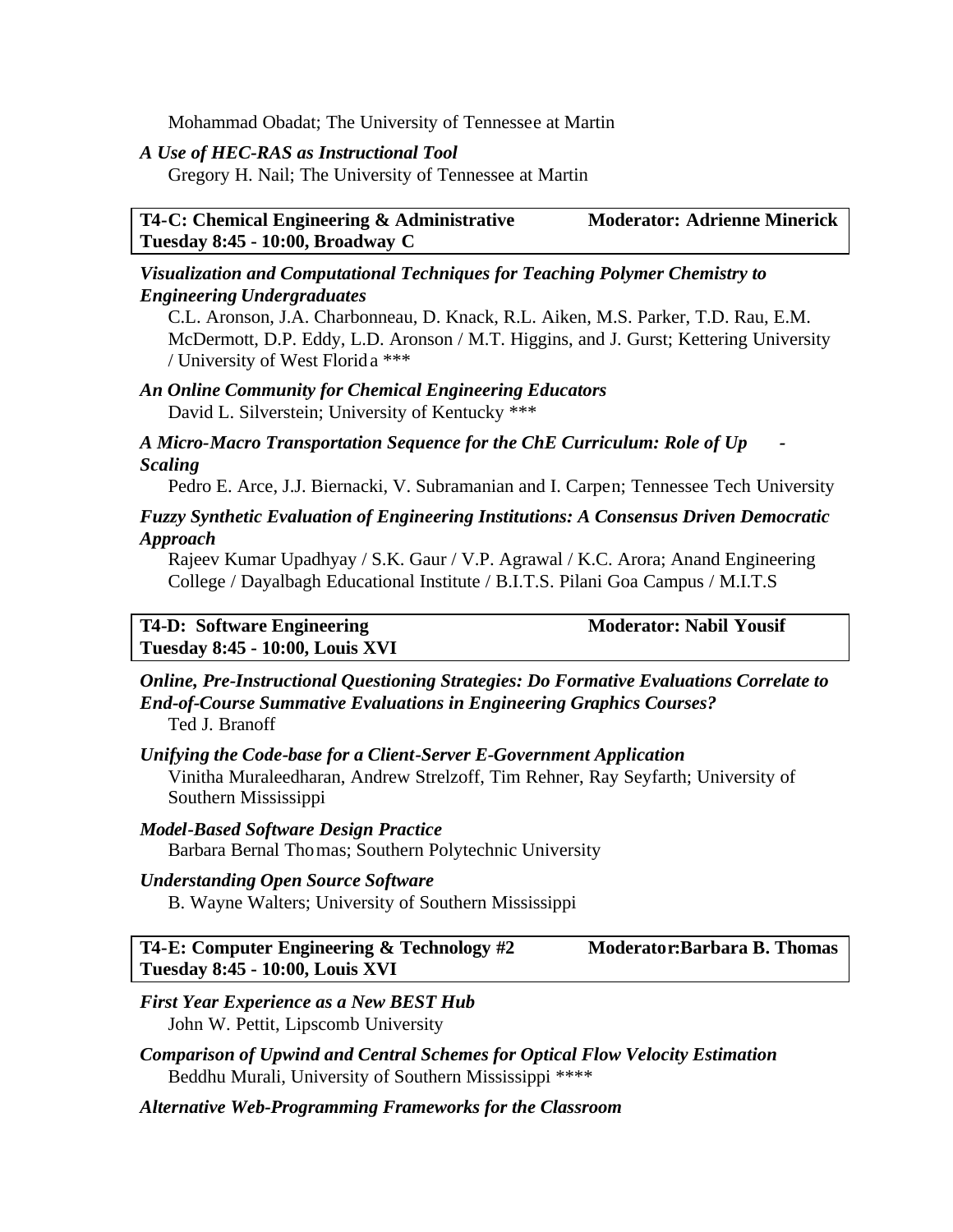Mohammad Obadat; The University of Tennessee at Martin

***A Use of HEC-RAS as Instructional Tool***
Gregory H. Nail; The University of Tennessee at Martin

**T4-C: Chemical Engineering & Administrative** **Moderator: Adrienne Minerick**
**Tuesday 8:45 - 10:00, Broadway C**

***Visualization and Computational Techniques for Teaching Polymer Chemistry to Engineering Undergraduates***
C.L. Aronson, J.A. Charbonneau, D. Knack, R.L. Aiken, M.S. Parker, T.D. Rau, E.M. McDermott, D.P. Eddy, L.D. Aronson / M.T. Higgins, and J. Gurst; Kettering University / University of West Florida ***

***An Online Community for Chemical Engineering Educators***
David L. Silverstein; University of Kentucky ***

***A Micro-Macro Transportation Sequence for the ChE Curriculum: Role of Up - Scaling***
Pedro E. Arce, J.J. Biernacki, V. Subramanian and I. Carpen; Tennessee Tech University

***Fuzzy Synthetic Evaluation of Engineering Institutions: A Consensus Driven Democratic Approach***
Rajeev Kumar Upadhyay / S.K. Gaur / V.P. Agrawal / K.C. Arora; Anand Engineering College / Dayalbagh Educational Institute / B.I.T.S. Pilani Goa Campus / M.I.T.S

**T4-D: Software Engineering** **Moderator: Nabil Yousif**
**Tuesday 8:45 - 10:00, Louis XVI**

***Online, Pre-Instructional Questioning Strategies: Do Formative Evaluations Correlate to End-of-Course Summative Evaluations in Engineering Graphics Courses?***
Ted J. Branoff

***Unifying the Code-base for a Client-Server E-Government Application***
Vinitha Muraleedharan, Andrew Strelzoff, Tim Rehner, Ray Seyfarth; University of Southern Mississippi

***Model-Based Software Design Practice***
Barbara Bernal Thomas; Southern Polytechnic University

***Understanding Open Source Software***
B. Wayne Walters; University of Southern Mississippi

**T4-E: Computer Engineering & Technology #2** **Moderator:Barbara B. Thomas**
**Tuesday 8:45 - 10:00, Louis XVI**

***First Year Experience as a New BEST Hub***
John W. Pettit, Lipscomb University

***Comparison of Upwind and Central Schemes for Optical Flow Velocity Estimation***
Beddhu Murali, University of Southern Mississippi ****

***Alternative Web-Programming Frameworks for the Classroom***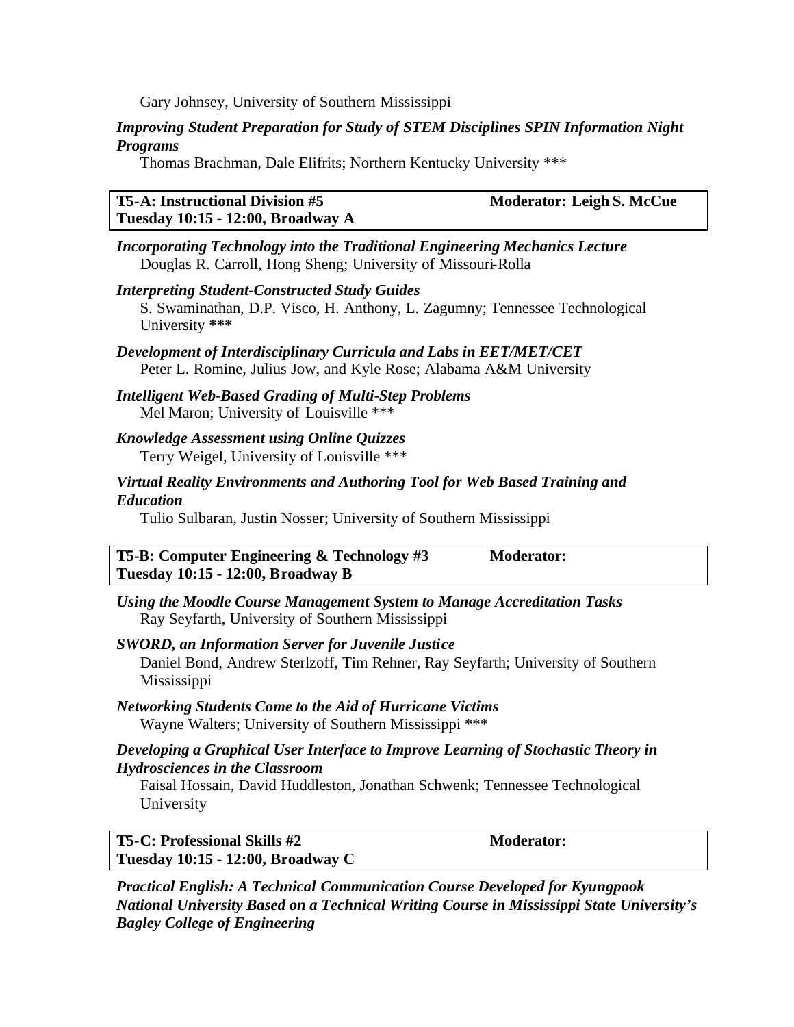Gary Johnsey, University of Southern Mississippi

***Improving Student Preparation for Study of STEM Disciplines SPIN Information Night Programs***
Thomas Brachman, Dale Elifrits; Northern Kentucky University ***

| **T5-A: Instructional Division #5**<br>**Tuesday 10:15 - 12:00, Broadway A** | **Moderator: Leigh S. McCue** |
|---|---|

***Incorporating Technology into the Traditional Engineering Mechanics Lecture***
Douglas R. Carroll, Hong Sheng; University of Missouri-Rolla

***Interpreting Student-Constructed Study Guides***
S. Swaminathan, D.P. Visco, H. Anthony, L. Zagumny; Tennessee Technological University ***

***Development of Interdisciplinary Curricula and Labs in EET/MET/CET***
Peter L. Romine, Julius Jow, and Kyle Rose; Alabama A&M University

***Intelligent Web-Based Grading of Multi-Step Problems***
Mel Maron; University of Louisville ***

***Knowledge Assessment using Online Quizzes***
Terry Weigel, University of Louisville ***

***Virtual Reality Environments and Authoring Tool for Web Based Training and Education***
Tulio Sulbaran, Justin Nosser; University of Southern Mississippi

| **T5-B: Computer Engineering & Technology #3**<br>**Tuesday 10:15 - 12:00, Broadway B** | **Moderator:** |
|---|---|

***Using the Moodle Course Management System to Manage Accreditation Tasks***
Ray Seyfarth, University of Southern Mississippi

***SWORD, an Information Server for Juvenile Justice***
Daniel Bond, Andrew Sterlzoff, Tim Rehner, Ray Seyfarth; University of Southern Mississippi

***Networking Students Come to the Aid of Hurricane Victims***
Wayne Walters; University of Southern Mississippi ***

***Developing a Graphical User Interface to Improve Learning of Stochastic Theory in Hydrosciences in the Classroom***
Faisal Hossain, David Huddleston, Jonathan Schwenk; Tennessee Technological University

| **T5-C: Professional Skills #2**<br>**Tuesday 10:15 - 12:00, Broadway C** | **Moderator:** |
|---|---|

***Practical English: A Technical Communication Course Developed for Kyungpook National University Based on a Technical Writing Course in Mississippi State University's Bagley College of Engineering***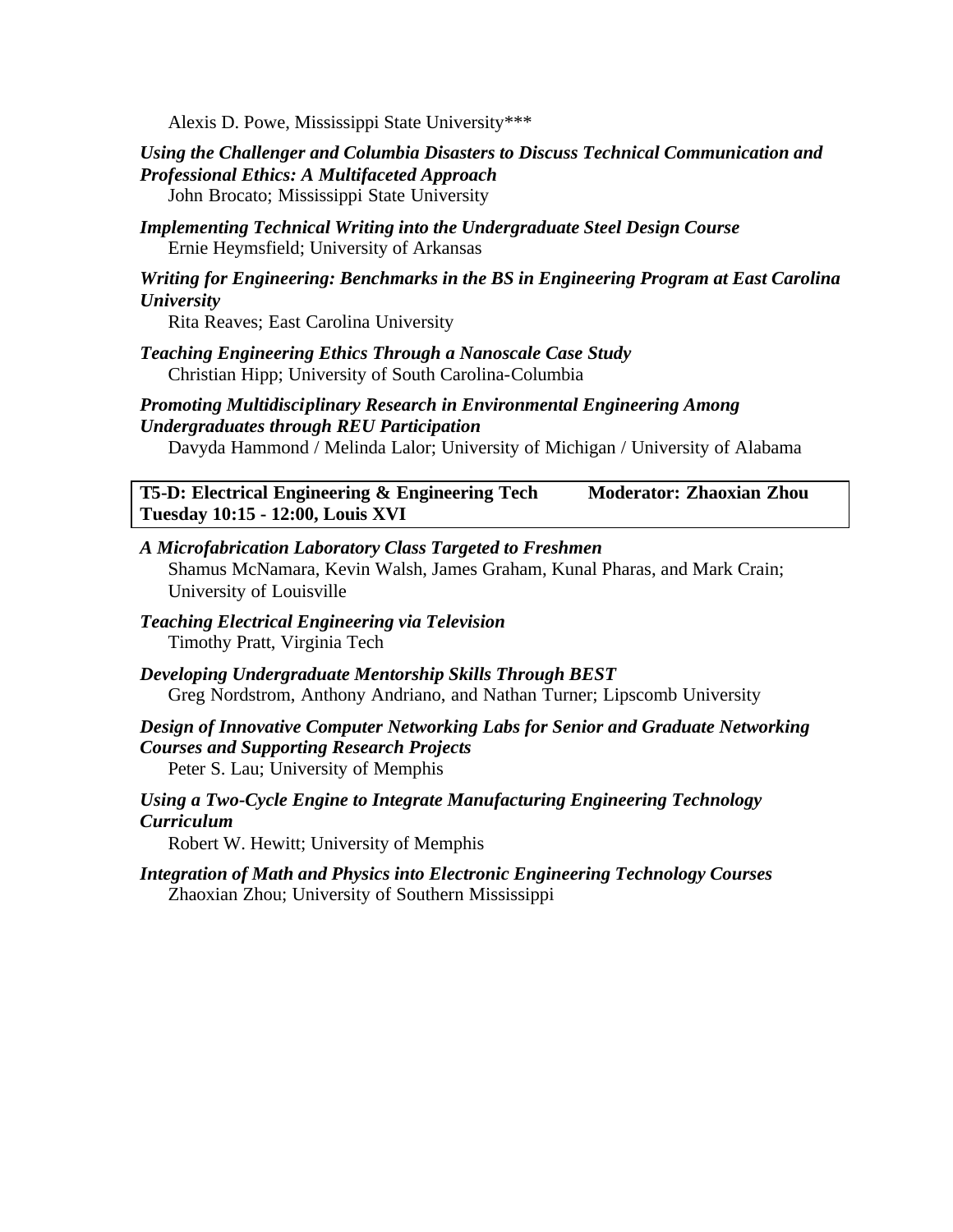Alexis D. Powe, Mississippi State University***

***Using the Challenger and Columbia Disasters to Discuss Technical Communication and Professional Ethics: A Multifaceted Approach***
John Brocato; Mississippi State University

***Implementing Technical Writing into the Undergraduate Steel Design Course***
Ernie Heymsfield; University of Arkansas

***Writing for Engineering: Benchmarks in the BS in Engineering Program at East Carolina University***
Rita Reaves; East Carolina University

***Teaching Engineering Ethics Through a Nanoscale Case Study***
Christian Hipp; University of South Carolina-Columbia

***Promoting Multidisciplinary Research in Environmental Engineering Among Undergraduates through REU Participation***
Davyda Hammond / Melinda Lalor; University of Michigan / University of Alabama

**T5-D: Electrical Engineering & Engineering Tech** **Moderator: Zhaoxian Zhou**
**Tuesday 10:15 - 12:00, Louis XVI**

***A Microfabrication Laboratory Class Targeted to Freshmen***
Shamus McNamara, Kevin Walsh, James Graham, Kunal Pharas, and Mark Crain; University of Louisville

***Teaching Electrical Engineering via Television***
Timothy Pratt, Virginia Tech

***Developing Undergraduate Mentorship Skills Through BEST***
Greg Nordstrom, Anthony Andriano, and Nathan Turner; Lipscomb University

***Design of Innovative Computer Networking Labs for Senior and Graduate Networking Courses and Supporting Research Projects***
Peter S. Lau; University of Memphis

***Using a Two-Cycle Engine to Integrate Manufacturing Engineering Technology Curriculum***
Robert W. Hewitt; University of Memphis

***Integration of Math and Physics into Electronic Engineering Technology Courses***
Zhaoxian Zhou; University of Southern Mississippi